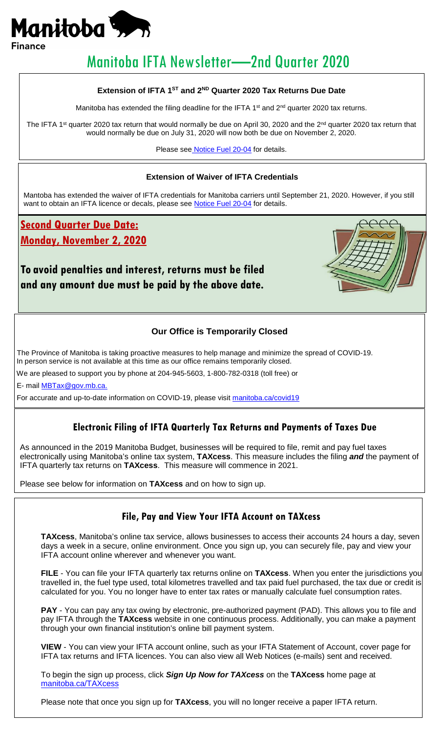Manitoba Finance

# Manitoba IFTA Newsletter—2nd Quarter 2020

### Extension of IFTA 1ST and 2ND Quarter 2020 Tax Returns Due Date

Manitoba has extended the filing deadline for the IFTA 1st and 2nd quarter 2020 tax returns.

The IFTA 1st quarter 2020 tax return that would normally be due on April 30, 2020 and the 2nd quarter 2020 tax return that would normally be due on July 31, 2020 will now both be due on November 2, 2020.

Please see Notice Fuel 20-04 for details.

### Extension of Waiver of IFTA Credentials

Mantoba has extended the waiver of IFTA credentials for Manitoba carriers until September 21, 2020. However, if you still want to obtain an IFTA licence or decals, please see Notice Fuel 20-04 for details.

## Second Quarter Due Date:
## Monday, November 2, 2020

**To avoid penalties and interest, returns must be filed and any amount due must be paid by the above date.**

### Our Office is Temporarily Closed

The Province of Manitoba is taking proactive measures to help manage and minimize the spread of COVID-19. In person service is not available at this time as our office remains temporarily closed.

We are pleased to support you by phone at 204-945-5603, 1-800-782-0318 (toll free) or

E- mail MBTax@gov.mb.ca.

For accurate and up-to-date information on COVID-19, please visit manitoba.ca/covid19

### Electronic Filing of IFTA Quarterly Tax Returns and Payments of Taxes Due

As announced in the 2019 Manitoba Budget, businesses will be required to file, remit and pay fuel taxes electronically using Manitoba's online tax system, **TAXcess**. This measure includes the filing ***and*** the payment of IFTA quarterly tax returns on **TAXcess**. This measure will commence in 2021.

Please see below for information on **TAXcess** and on how to sign up.

### File, Pay and View Your IFTA Account on TAXcess

**TAXcess**, Manitoba's online tax service, allows businesses to access their accounts 24 hours a day, seven days a week in a secure, online environment. Once you sign up, you can securely file, pay and view your IFTA account online wherever and whenever you want.

**FILE** - You can file your IFTA quarterly tax returns online on **TAXcess**. When you enter the jurisdictions you travelled in, the fuel type used, total kilometres travelled and tax paid fuel purchased, the tax due or credit is calculated for you. You no longer have to enter tax rates or manually calculate fuel consumption rates.

**PAY** - You can pay any tax owing by electronic, pre-authorized payment (PAD). This allows you to file and pay IFTA through the **TAXcess** website in one continuous process. Additionally, you can make a payment through your own financial institution's online bill payment system.

**VIEW** - You can view your IFTA account online, such as your IFTA Statement of Account, cover page for IFTA tax returns and IFTA licences. You can also view all Web Notices (e-mails) sent and received.

To begin the sign up process, click ***Sign Up Now for TAXcess*** on the **TAXcess** home page at manitoba.ca/TAXcess

Please note that once you sign up for **TAXcess**, you will no longer receive a paper IFTA return.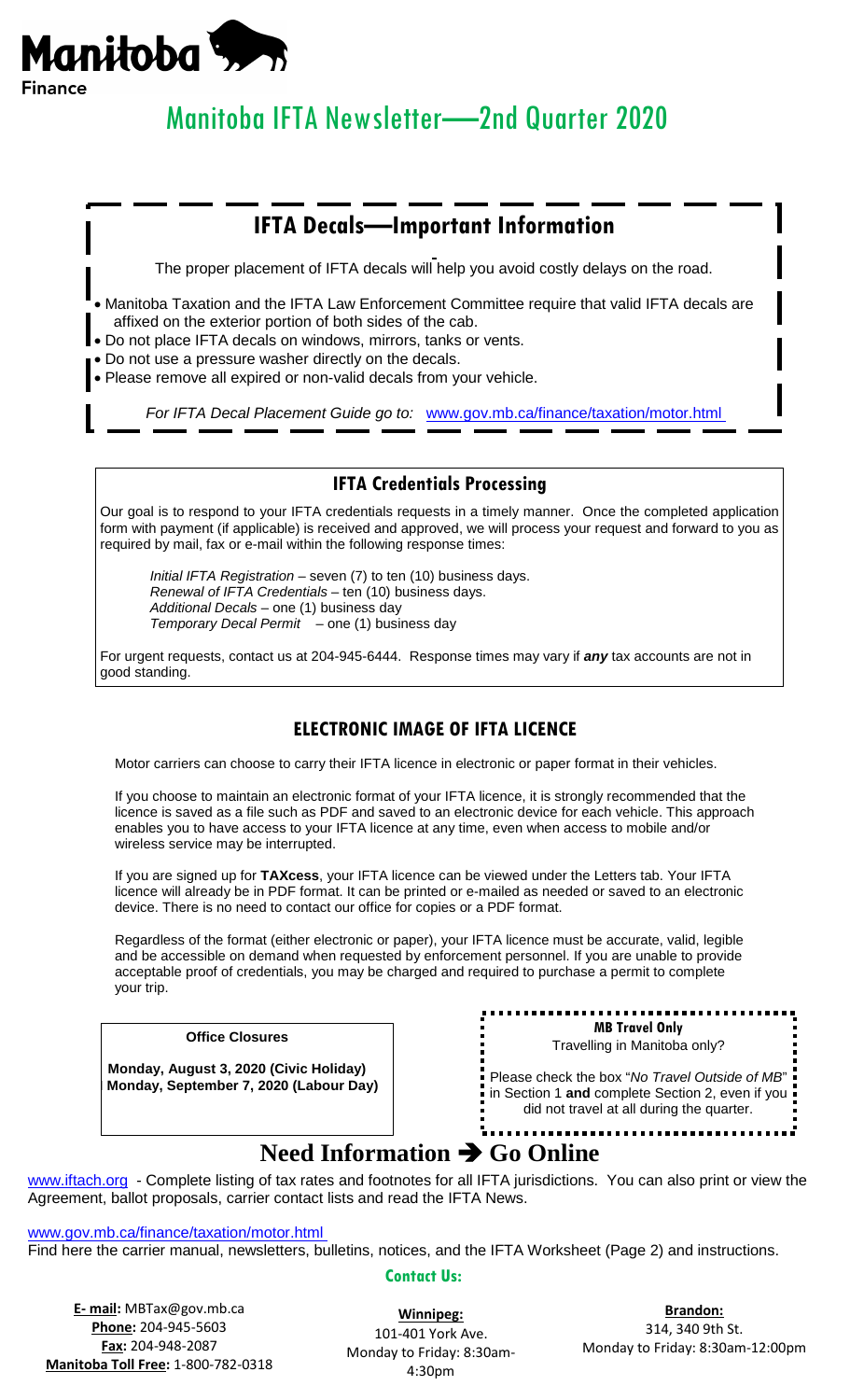Manitoba Finance

# Manitoba IFTA Newsletter—2nd Quarter 2020

## IFTA Decals—Important Information

The proper placement of IFTA decals will help you avoid costly delays on the road.

- Manitoba Taxation and the IFTA Law Enforcement Committee require that valid IFTA decals are affixed on the exterior portion of both sides of the cab.
- Do not place IFTA decals on windows, mirrors, tanks or vents.
- Do not use a pressure washer directly on the decals.
- Please remove all expired or non-valid decals from your vehicle.

*For IFTA Decal Placement Guide go to:* www.gov.mb.ca/finance/taxation/motor.html

## IFTA Credentials Processing

Our goal is to respond to your IFTA credentials requests in a timely manner. Once the completed application form with payment (if applicable) is received and approved, we will process your request and forward to you as required by mail, fax or e-mail within the following response times:

*Initial IFTA Registration* – seven (7) to ten (10) business days.
*Renewal of IFTA Credentials* – ten (10) business days.
*Additional Decals* – one (1) business day
*Temporary Decal Permit* – one (1) business day

For urgent requests, contact us at 204-945-6444. Response times may vary if ***any*** tax accounts are not in good standing.

## ELECTRONIC IMAGE OF IFTA LICENCE

Motor carriers can choose to carry their IFTA licence in electronic or paper format in their vehicles.

If you choose to maintain an electronic format of your IFTA licence, it is strongly recommended that the licence is saved as a file such as PDF and saved to an electronic device for each vehicle. This approach enables you to have access to your IFTA licence at any time, even when access to mobile and/or wireless service may be interrupted.

If you are signed up for **TAXcess**, your IFTA licence can be viewed under the Letters tab. Your IFTA licence will already be in PDF format. It can be printed or e-mailed as needed or saved to an electronic device. There is no need to contact our office for copies or a PDF format.

Regardless of the format (either electronic or paper), your IFTA licence must be accurate, valid, legible and be accessible on demand when requested by enforcement personnel. If you are unable to provide acceptable proof of credentials, you may be charged and required to purchase a permit to complete your trip.

**Office Closures**

**Monday, August 3, 2020 (Civic Holiday)**
**Monday, September 7, 2020 (Labour Day)**

**MB Travel Only**

Travelling in Manitoba only?

Please check the box "*No Travel Outside of MB*" in Section 1 **and** complete Section 2, even if you did not travel at all during the quarter.

## Need Information ➔ Go Online

www.iftach.org - Complete listing of tax rates and footnotes for all IFTA jurisdictions. You can also print or view the Agreement, ballot proposals, carrier contact lists and read the IFTA News.

www.gov.mb.ca/finance/taxation/motor.html
Find here the carrier manual, newsletters, bulletins, notices, and the IFTA Worksheet (Page 2) and instructions.

### Contact Us:

**E- mail:** MBTax@gov.mb.ca
**Phone:** 204-945-5603
**Fax:** 204-948-2087
**Manitoba Toll Free:** 1-800-782-0318

**Winnipeg:**
101-401 York Ave.
Monday to Friday: 8:30am-4:30pm

**Brandon:**
314, 340 9th St.
Monday to Friday: 8:30am-12:00pm